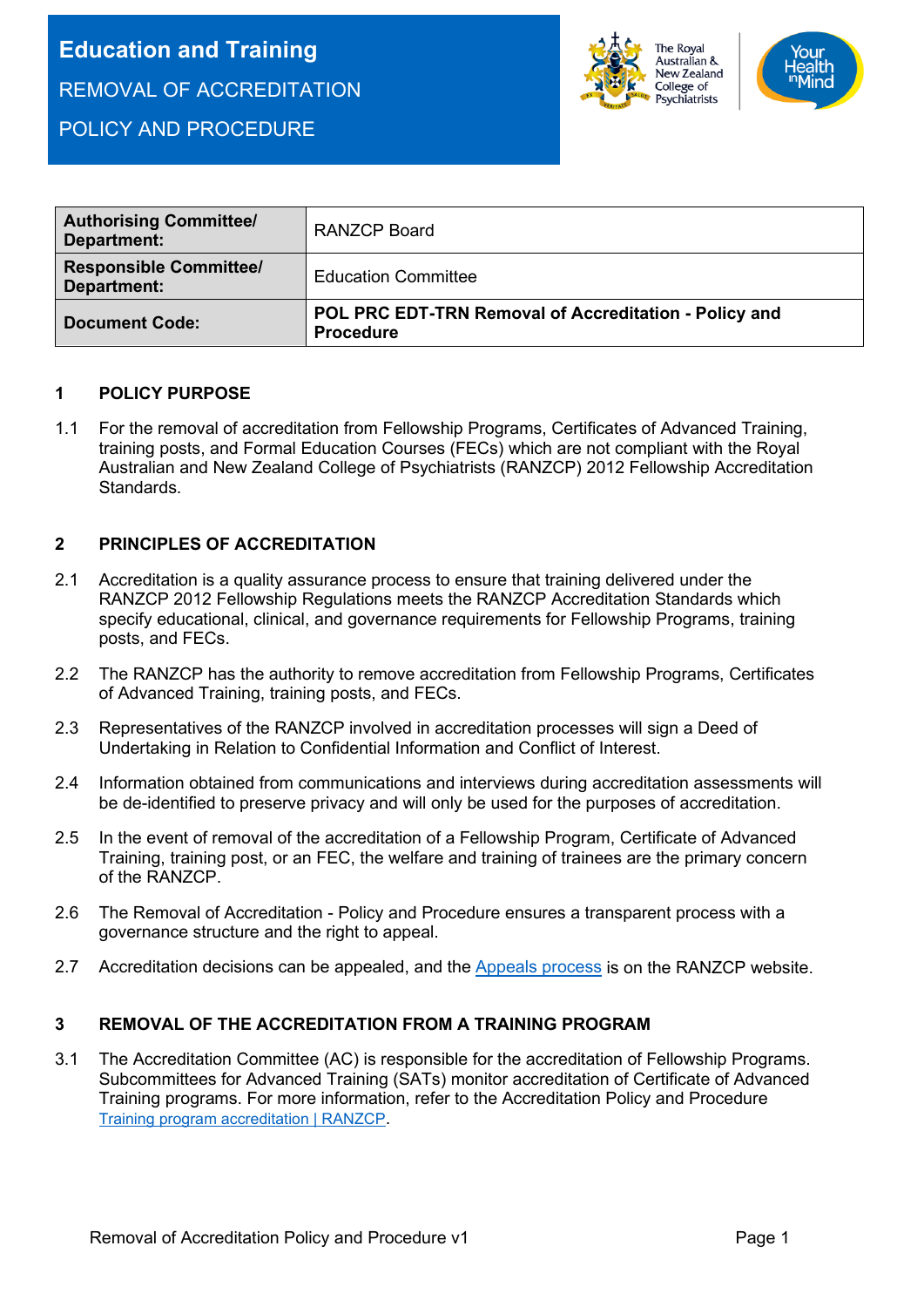# Education and Training

## REMOVAL OF ACCREDITATION

## POLICY AND PROCEDURE

| | |
|---|---|
| **Authorising Committee/ Department:** | RANZCP Board |
| **Responsible Committee/ Department:** | Education Committee |
| **Document Code:** | **POL PRC EDT-TRN Removal of Accreditation - Policy and Procedure** |

## 1 POLICY PURPOSE

1.1 For the removal of accreditation from Fellowship Programs, Certificates of Advanced Training, training posts, and Formal Education Courses (FECs) which are not compliant with the Royal Australian and New Zealand College of Psychiatrists (RANZCP) 2012 Fellowship Accreditation Standards.

## 2 PRINCIPLES OF ACCREDITATION

2.1 Accreditation is a quality assurance process to ensure that training delivered under the RANZCP 2012 Fellowship Regulations meets the RANZCP Accreditation Standards which specify educational, clinical, and governance requirements for Fellowship Programs, training posts, and FECs.

2.2 The RANZCP has the authority to remove accreditation from Fellowship Programs, Certificates of Advanced Training, training posts, and FECs.

2.3 Representatives of the RANZCP involved in accreditation processes will sign a Deed of Undertaking in Relation to Confidential Information and Conflict of Interest.

2.4 Information obtained from communications and interviews during accreditation assessments will be de-identified to preserve privacy and will only be used for the purposes of accreditation.

2.5 In the event of removal of the accreditation of a Fellowship Program, Certificate of Advanced Training, training post, or an FEC, the welfare and training of trainees are the primary concern of the RANZCP.

2.6 The Removal of Accreditation - Policy and Procedure ensures a transparent process with a governance structure and the right to appeal.

2.7 Accreditation decisions can be appealed, and the Appeals process is on the RANZCP website.

## 3 REMOVAL OF THE ACCREDITATION FROM A TRAINING PROGRAM

3.1 The Accreditation Committee (AC) is responsible for the accreditation of Fellowship Programs. Subcommittees for Advanced Training (SATs) monitor accreditation of Certificate of Advanced Training programs. For more information, refer to the Accreditation Policy and Procedure Training program accreditation | RANZCP.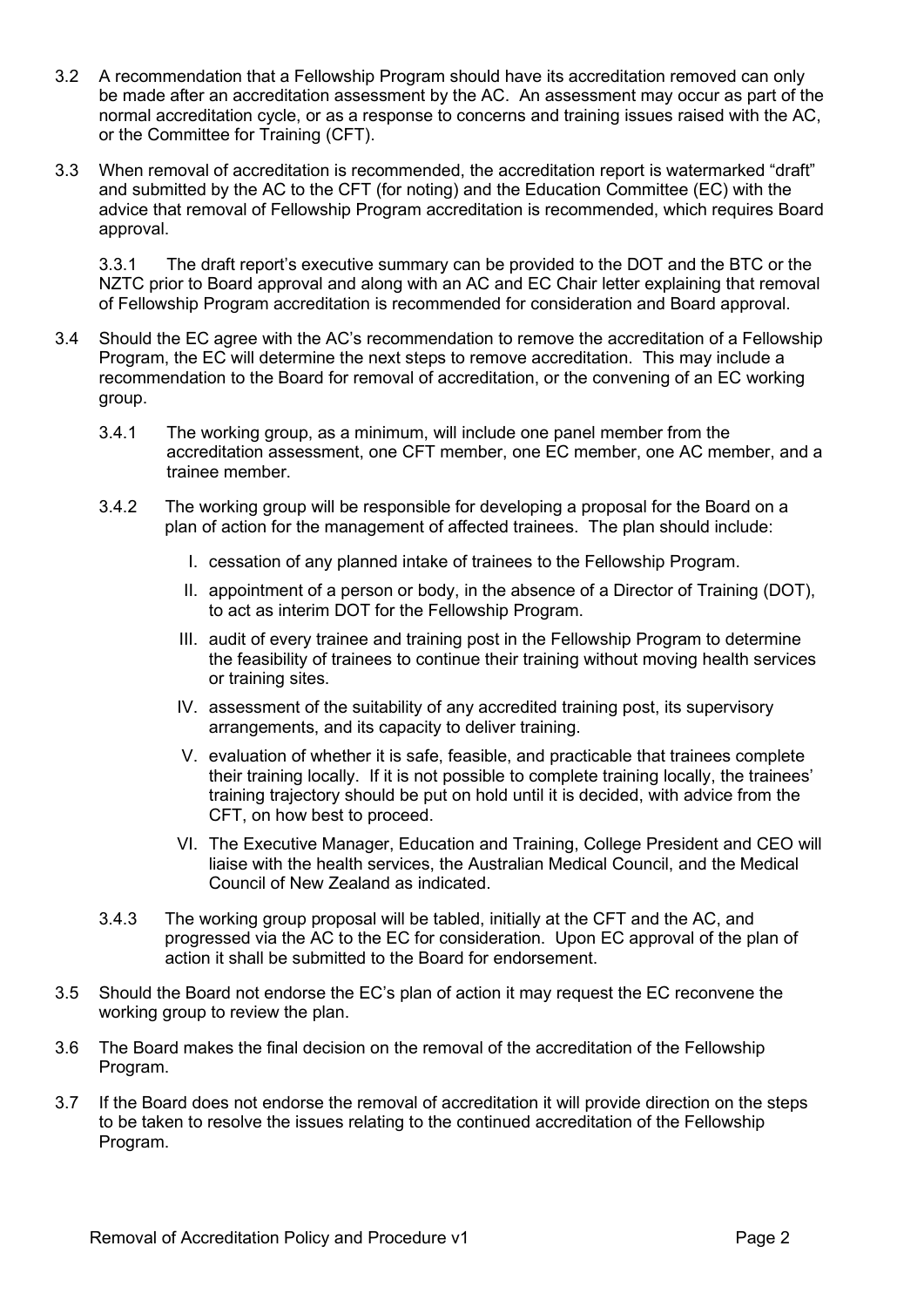3.2 A recommendation that a Fellowship Program should have its accreditation removed can only be made after an accreditation assessment by the AC. An assessment may occur as part of the normal accreditation cycle, or as a response to concerns and training issues raised with the AC, or the Committee for Training (CFT).

3.3 When removal of accreditation is recommended, the accreditation report is watermarked "draft" and submitted by the AC to the CFT (for noting) and the Education Committee (EC) with the advice that removal of Fellowship Program accreditation is recommended, which requires Board approval.

3.3.1 The draft report's executive summary can be provided to the DOT and the BTC or the NZTC prior to Board approval and along with an AC and EC Chair letter explaining that removal of Fellowship Program accreditation is recommended for consideration and Board approval.

3.4 Should the EC agree with the AC's recommendation to remove the accreditation of a Fellowship Program, the EC will determine the next steps to remove accreditation. This may include a recommendation to the Board for removal of accreditation, or the convening of an EC working group.

3.4.1 The working group, as a minimum, will include one panel member from the accreditation assessment, one CFT member, one EC member, one AC member, and a trainee member.

3.4.2 The working group will be responsible for developing a proposal for the Board on a plan of action for the management of affected trainees. The plan should include:

I. cessation of any planned intake of trainees to the Fellowship Program.

II. appointment of a person or body, in the absence of a Director of Training (DOT), to act as interim DOT for the Fellowship Program.

III. audit of every trainee and training post in the Fellowship Program to determine the feasibility of trainees to continue their training without moving health services or training sites.

IV. assessment of the suitability of any accredited training post, its supervisory arrangements, and its capacity to deliver training.

V. evaluation of whether it is safe, feasible, and practicable that trainees complete their training locally. If it is not possible to complete training locally, the trainees' training trajectory should be put on hold until it is decided, with advice from the CFT, on how best to proceed.

VI. The Executive Manager, Education and Training, College President and CEO will liaise with the health services, the Australian Medical Council, and the Medical Council of New Zealand as indicated.

3.4.3 The working group proposal will be tabled, initially at the CFT and the AC, and progressed via the AC to the EC for consideration. Upon EC approval of the plan of action it shall be submitted to the Board for endorsement.

3.5 Should the Board not endorse the EC's plan of action it may request the EC reconvene the working group to review the plan.

3.6 The Board makes the final decision on the removal of the accreditation of the Fellowship Program.

3.7 If the Board does not endorse the removal of accreditation it will provide direction on the steps to be taken to resolve the issues relating to the continued accreditation of the Fellowship Program.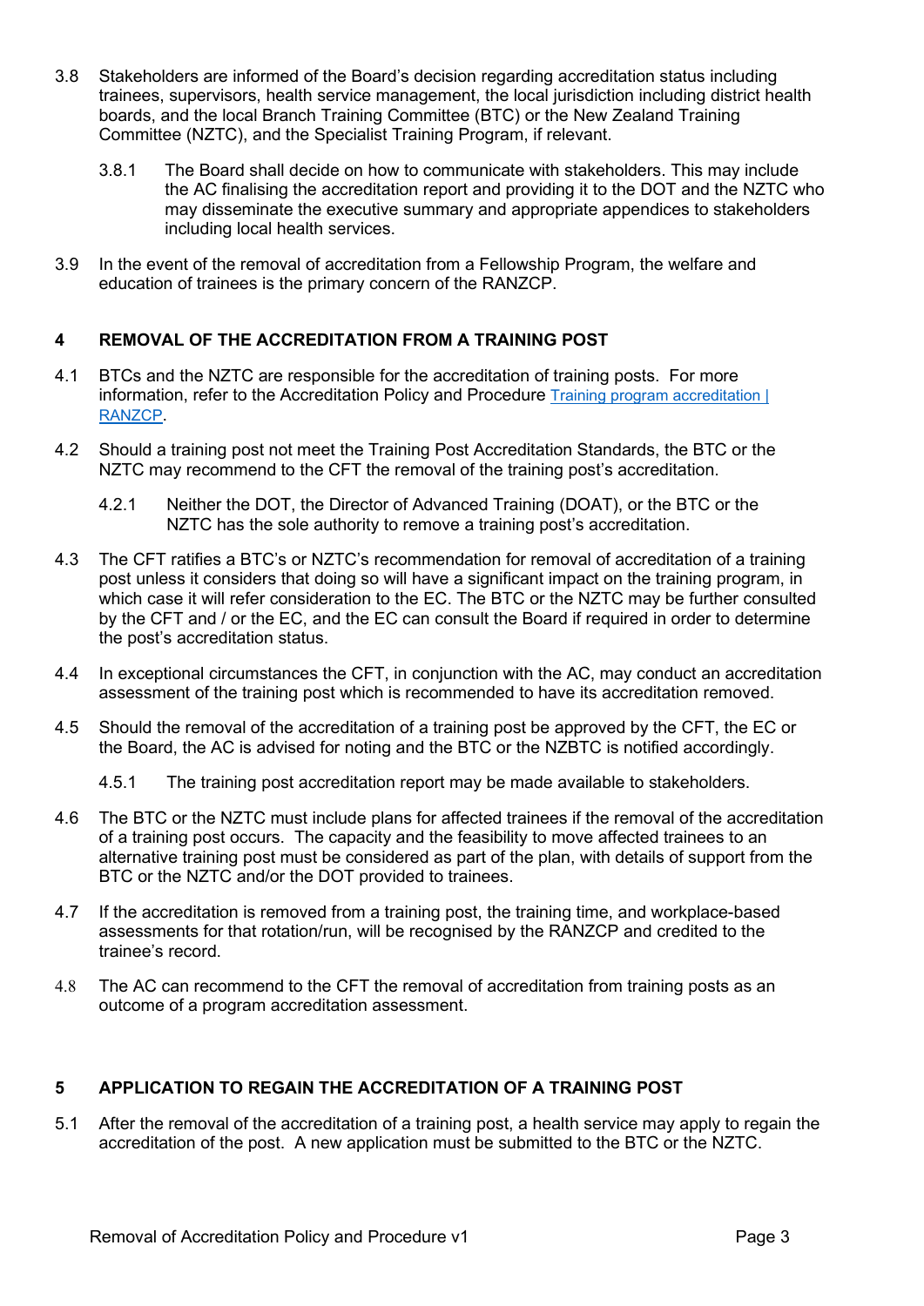3.8 Stakeholders are informed of the Board's decision regarding accreditation status including trainees, supervisors, health service management, the local jurisdiction including district health boards, and the local Branch Training Committee (BTC) or the New Zealand Training Committee (NZTC), and the Specialist Training Program, if relevant.

3.8.1 The Board shall decide on how to communicate with stakeholders. This may include the AC finalising the accreditation report and providing it to the DOT and the NZTC who may disseminate the executive summary and appropriate appendices to stakeholders including local health services.

3.9 In the event of the removal of accreditation from a Fellowship Program, the welfare and education of trainees is the primary concern of the RANZCP.

## 4 REMOVAL OF THE ACCREDITATION FROM A TRAINING POST

4.1 BTCs and the NZTC are responsible for the accreditation of training posts. For more information, refer to the Accreditation Policy and Procedure [Training program accreditation | RANZCP].

4.2 Should a training post not meet the Training Post Accreditation Standards, the BTC or the NZTC may recommend to the CFT the removal of the training post's accreditation.

4.2.1 Neither the DOT, the Director of Advanced Training (DOAT), or the BTC or the NZTC has the sole authority to remove a training post's accreditation.

4.3 The CFT ratifies a BTC's or NZTC's recommendation for removal of accreditation of a training post unless it considers that doing so will have a significant impact on the training program, in which case it will refer consideration to the EC. The BTC or the NZTC may be further consulted by the CFT and / or the EC, and the EC can consult the Board if required in order to determine the post's accreditation status.

4.4 In exceptional circumstances the CFT, in conjunction with the AC, may conduct an accreditation assessment of the training post which is recommended to have its accreditation removed.

4.5 Should the removal of the accreditation of a training post be approved by the CFT, the EC or the Board, the AC is advised for noting and the BTC or the NZBTC is notified accordingly.

4.5.1 The training post accreditation report may be made available to stakeholders.

4.6 The BTC or the NZTC must include plans for affected trainees if the removal of the accreditation of a training post occurs. The capacity and the feasibility to move affected trainees to an alternative training post must be considered as part of the plan, with details of support from the BTC or the NZTC and/or the DOT provided to trainees.

4.7 If the accreditation is removed from a training post, the training time, and workplace-based assessments for that rotation/run, will be recognised by the RANZCP and credited to the trainee's record.

4.8 The AC can recommend to the CFT the removal of accreditation from training posts as an outcome of a program accreditation assessment.

## 5 APPLICATION TO REGAIN THE ACCREDITATION OF A TRAINING POST

5.1 After the removal of the accreditation of a training post, a health service may apply to regain the accreditation of the post. A new application must be submitted to the BTC or the NZTC.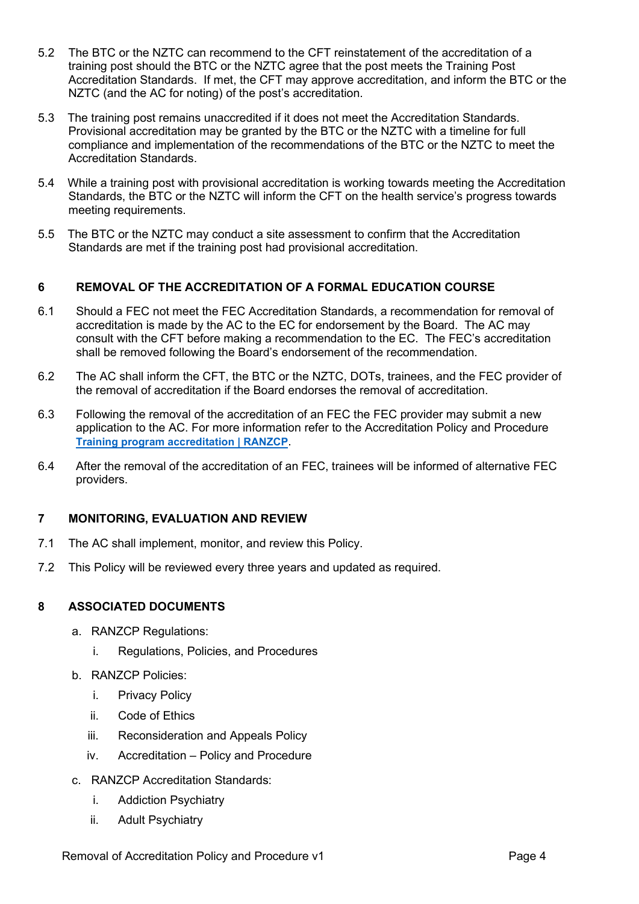5.2 The BTC or the NZTC can recommend to the CFT reinstatement of the accreditation of a training post should the BTC or the NZTC agree that the post meets the Training Post Accreditation Standards. If met, the CFT may approve accreditation, and inform the BTC or the NZTC (and the AC for noting) of the post's accreditation.

5.3 The training post remains unaccredited if it does not meet the Accreditation Standards. Provisional accreditation may be granted by the BTC or the NZTC with a timeline for full compliance and implementation of the recommendations of the BTC or the NZTC to meet the Accreditation Standards.

5.4 While a training post with provisional accreditation is working towards meeting the Accreditation Standards, the BTC or the NZTC will inform the CFT on the health service's progress towards meeting requirements.

5.5 The BTC or the NZTC may conduct a site assessment to confirm that the Accreditation Standards are met if the training post had provisional accreditation.

## 6 REMOVAL OF THE ACCREDITATION OF A FORMAL EDUCATION COURSE

6.1 Should a FEC not meet the FEC Accreditation Standards, a recommendation for removal of accreditation is made by the AC to the EC for endorsement by the Board. The AC may consult with the CFT before making a recommendation to the EC. The FEC's accreditation shall be removed following the Board's endorsement of the recommendation.

6.2 The AC shall inform the CFT, the BTC or the NZTC, DOTs, trainees, and the FEC provider of the removal of accreditation if the Board endorses the removal of accreditation.

6.3 Following the removal of the accreditation of an FEC the FEC provider may submit a new application to the AC. For more information refer to the Accreditation Policy and Procedure **Training program accreditation | RANZCP**.

6.4 After the removal of the accreditation of an FEC, trainees will be informed of alternative FEC providers.

## 7 MONITORING, EVALUATION AND REVIEW

7.1 The AC shall implement, monitor, and review this Policy.

7.2 This Policy will be reviewed every three years and updated as required.

## 8 ASSOCIATED DOCUMENTS

a. RANZCP Regulations:
   i. Regulations, Policies, and Procedures

b. RANZCP Policies:
   i. Privacy Policy
   ii. Code of Ethics
   iii. Reconsideration and Appeals Policy
   iv. Accreditation – Policy and Procedure

c. RANZCP Accreditation Standards:
   i. Addiction Psychiatry
   ii. Adult Psychiatry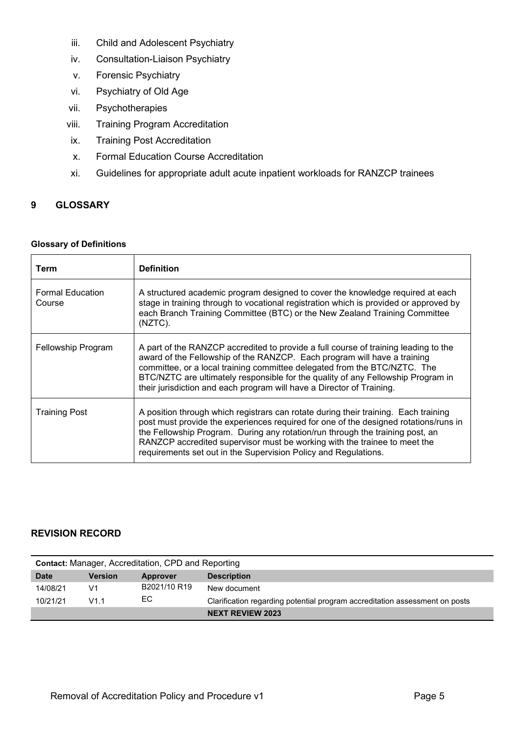iii. Child and Adolescent Psychiatry
iv. Consultation-Liaison Psychiatry
v. Forensic Psychiatry
vi. Psychiatry of Old Age
vii. Psychotherapies
viii. Training Program Accreditation
ix. Training Post Accreditation
x. Formal Education Course Accreditation
xi. Guidelines for appropriate adult acute inpatient workloads for RANZCP trainees

## 9 GLOSSARY

**Glossary of Definitions**

| Term | Definition |
|---|---|
| Formal Education Course | A structured academic program designed to cover the knowledge required at each stage in training through to vocational registration which is provided or approved by each Branch Training Committee (BTC) or the New Zealand Training Committee (NZTC). |
| Fellowship Program | A part of the RANZCP accredited to provide a full course of training leading to the award of the Fellowship of the RANZCP. Each program will have a training committee, or a local training committee delegated from the BTC/NZTC. The BTC/NZTC are ultimately responsible for the quality of any Fellowship Program in their jurisdiction and each program will have a Director of Training. |
| Training Post | A position through which registrars can rotate during their training. Each training post must provide the experiences required for one of the designed rotations/runs in the Fellowship Program. During any rotation/run through the training post, an RANZCP accredited supervisor must be working with the trainee to meet the requirements set out in the Supervision Policy and Regulations. |

## REVISION RECORD

**Contact:** Manager, Accreditation, CPD and Reporting

| Date | Version | Approver | Description |
|---|---|---|---|
| 14/08/21 | V1 | B2021/10 R19 | New document |
| 10/21/21 | V1.1 | EC | Clarification regarding potential program accreditation assessment on posts |
| | | | **NEXT REVIEW 2023** |